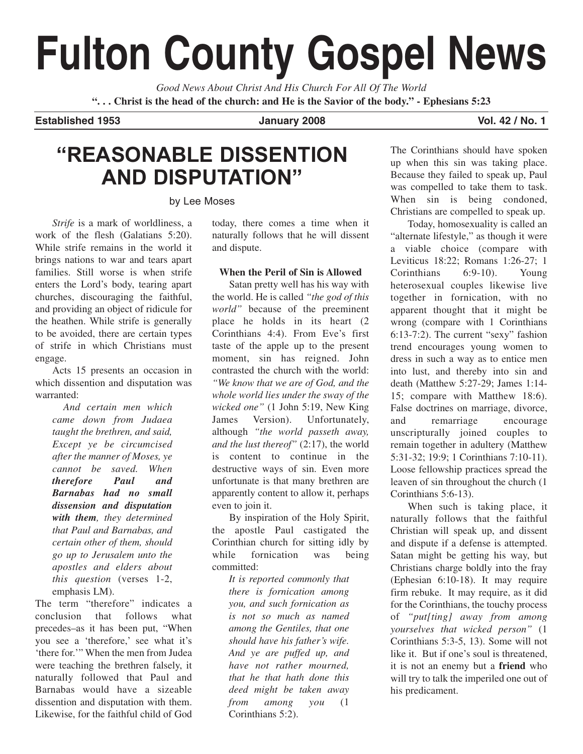# Fulton County Gospel News

*Good News About Christ And His Church For All Of The World*

**". . . Christ is the head of the church: and He is the Savior of the body." - Ephesians 5:23**

**Established 1953** | **January 2008** | **Vol. 42 / No. 1**

## "REASONABLE DISSENTION AND DISPUTATION"

by Lee Moses

*Strife* is a mark of worldliness, a work of the flesh (Galatians 5:20). While strife remains in the world it brings nations to war and tears apart families. Still worse is when strife enters the Lord's body, tearing apart churches, discouraging the faithful, and providing an object of ridicule for the heathen. While strife is generally to be avoided, there are certain types of strife in which Christians must engage.

Acts 15 presents an occasion in which dissention and disputation was warranted:

> *And certain men which came down from Judaea taught the brethren, and said, Except ye be circumcised after the manner of Moses, ye cannot be saved. When* ***therefore Paul and Barnabas had no small dissension and disputation with them****, they determined that Paul and Barnabas, and certain other of them, should go up to Jerusalem unto the apostles and elders about this question* (verses 1-2, emphasis LM).

The term "therefore" indicates a conclusion that follows what precedes–as it has been put, "When you see a 'therefore,' see what it's 'there for.'" When the men from Judea were teaching the brethren falsely, it naturally followed that Paul and Barnabas would have a sizeable dissention and disputation with them. Likewise, for the faithful child of God today, there comes a time when it naturally follows that he will dissent and dispute.

**When the Peril of Sin is Allowed**

Satan pretty well has his way with the world. He is called *"the god of this world"* because of the preeminent place he holds in its heart (2 Corinthians 4:4). From Eve's first taste of the apple up to the present moment, sin has reigned. John contrasted the church with the world: *"We know that we are of God, and the whole world lies under the sway of the wicked one"* (1 John 5:19, New King James Version). Unfortunately, although *"the world passeth away, and the lust thereof"* (2:17), the world is content to continue in the destructive ways of sin. Even more unfortunate is that many brethren are apparently content to allow it, perhaps even to join it.

By inspiration of the Holy Spirit, the apostle Paul castigated the Corinthian church for sitting idly by while fornication was being committed:

> *It is reported commonly that there is fornication among you, and such fornication as is not so much as named among the Gentiles, that one should have his father's wife. And ye are puffed up, and have not rather mourned, that he that hath done this deed might be taken away from among you* (1 Corinthians 5:2).

The Corinthians should have spoken up when this sin was taking place. Because they failed to speak up, Paul was compelled to take them to task. When sin is being condoned, Christians are compelled to speak up.

Today, homosexuality is called an "alternate lifestyle," as though it were a viable choice (compare with Leviticus 18:22; Romans 1:26-27; 1 Corinthians 6:9-10). Young heterosexual couples likewise live together in fornication, with no apparent thought that it might be wrong (compare with 1 Corinthians 6:13-7:2). The current "sexy" fashion trend encourages young women to dress in such a way as to entice men into lust, and thereby into sin and death (Matthew 5:27-29; James 1:14-15; compare with Matthew 18:6). False doctrines on marriage, divorce, and remarriage encourage unscripturally joined couples to remain together in adultery (Matthew 5:31-32; 19:9; 1 Corinthians 7:10-11). Loose fellowship practices spread the leaven of sin throughout the church (1 Corinthians 5:6-13).

When such is taking place, it naturally follows that the faithful Christian will speak up, and dissent and dispute if a defense is attempted. Satan might be getting his way, but Christians charge boldly into the fray (Ephesian 6:10-18). It may require firm rebuke. It may require, as it did for the Corinthians, the touchy process of *"put[ting] away from among yourselves that wicked person"* (1 Corinthians 5:3-5, 13). Some will not like it. But if one's soul is threatened, it is not an enemy but a **friend** who will try to talk the imperiled one out of his predicament.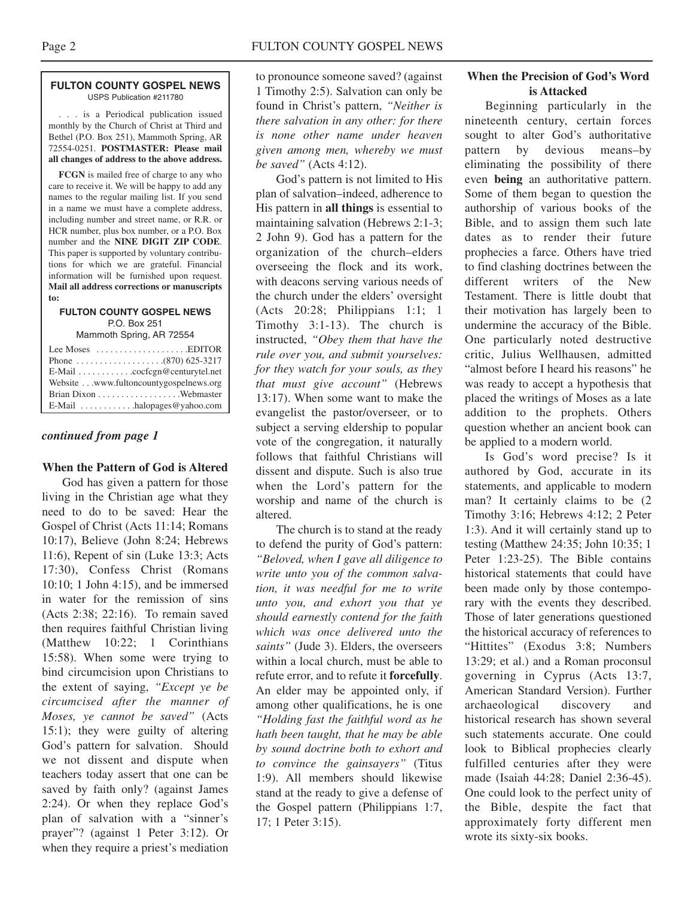**FULTON COUNTY GOSPEL NEWS**
USPS Publication #211780

. . . is a Periodical publication issued monthly by the Church of Christ at Third and Bethel (P.O. Box 251), Mammoth Spring, AR 72554-0251. **POSTMASTER: Please mail all changes of address to the above address.**

**FCGN** is mailed free of charge to any who care to receive it. We will be happy to add any names to the regular mailing list. If you send in a name we must have a complete address, including number and street name, or R.R. or HCR number, plus box number, or a P.O. Box number and the **NINE DIGIT ZIP CODE**. This paper is supported by voluntary contributions for which we are grateful. Financial information will be furnished upon request. **Mail all address corrections or manuscripts to:**

**FULTON COUNTY GOSPEL NEWS**
P.O. Box 251
Mammoth Spring, AR 72554

Lee Moses . . . . . . . . . . . . . . . . . . . .EDITOR
Phone . . . . . . . . . . . . . . . . . . .(870) 625-3217
E-Mail . . . . . . . . . . . .cocfcgn@centurytel.net
Website . . .www.fultoncountygospelnews.org
Brian Dixon . . . . . . . . . . . . . . . . . .Webmaster
E-Mail . . . . . . . . . . . .halopages@yahoo.com

***continued from page 1***

**When the Pattern of God is Altered**

God has given a pattern for those living in the Christian age what they need to do to be saved: Hear the Gospel of Christ (Acts 11:14; Romans 10:17), Believe (John 8:24; Hebrews 11:6), Repent of sin (Luke 13:3; Acts 17:30), Confess Christ (Romans 10:10; 1 John 4:15), and be immersed in water for the remission of sins (Acts 2:38; 22:16). To remain saved then requires faithful Christian living (Matthew 10:22; 1 Corinthians 15:58). When some were trying to bind circumcision upon Christians to the extent of saying, *"Except ye be circumcised after the manner of Moses, ye cannot be saved"* (Acts 15:1); they were guilty of altering God's pattern for salvation. Should we not dissent and dispute when teachers today assert that one can be saved by faith only? (against James 2:24). Or when they replace God's plan of salvation with a "sinner's prayer"? (against 1 Peter 3:12). Or when they require a priest's mediation to pronounce someone saved? (against 1 Timothy 2:5). Salvation can only be found in Christ's pattern, *"Neither is there salvation in any other: for there is none other name under heaven given among men, whereby we must be saved"* (Acts 4:12).

God's pattern is not limited to His plan of salvation–indeed, adherence to His pattern in **all things** is essential to maintaining salvation (Hebrews 2:1-3; 2 John 9). God has a pattern for the organization of the church–elders overseeing the flock and its work, with deacons serving various needs of the church under the elders' oversight (Acts 20:28; Philippians 1:1; 1 Timothy 3:1-13). The church is instructed, *"Obey them that have the rule over you, and submit yourselves: for they watch for your souls, as they that must give account"* (Hebrews 13:17). When some want to make the evangelist the pastor/overseer, or to subject a serving eldership to popular vote of the congregation, it naturally follows that faithful Christians will dissent and dispute. Such is also true when the Lord's pattern for the worship and name of the church is altered.

The church is to stand at the ready to defend the purity of God's pattern: *"Beloved, when I gave all diligence to write unto you of the common salvation, it was needful for me to write unto you, and exhort you that ye should earnestly contend for the faith which was once delivered unto the saints"* (Jude 3). Elders, the overseers within a local church, must be able to refute error, and to refute it **forcefully**. An elder may be appointed only, if among other qualifications, he is one *"Holding fast the faithful word as he hath been taught, that he may be able by sound doctrine both to exhort and to convince the gainsayers"* (Titus 1:9). All members should likewise stand at the ready to give a defense of the Gospel pattern (Philippians 1:7, 17; 1 Peter 3:15).

**When the Precision of God's Word is Attacked**

Beginning particularly in the nineteenth century, certain forces sought to alter God's authoritative pattern by devious means–by eliminating the possibility of there even **being** an authoritative pattern. Some of them began to question the authorship of various books of the Bible, and to assign them such late dates as to render their future prophecies a farce. Others have tried to find clashing doctrines between the different writers of the New Testament. There is little doubt that their motivation has largely been to undermine the accuracy of the Bible. One particularly noted destructive critic, Julius Wellhausen, admitted "almost before I heard his reasons" he was ready to accept a hypothesis that placed the writings of Moses as a late addition to the prophets. Others question whether an ancient book can be applied to a modern world.

Is God's word precise? Is it authored by God, accurate in its statements, and applicable to modern man? It certainly claims to be (2 Timothy 3:16; Hebrews 4:12; 2 Peter 1:3). And it will certainly stand up to testing (Matthew 24:35; John 10:35; 1 Peter 1:23-25). The Bible contains historical statements that could have been made only by those contemporary with the events they described. Those of later generations questioned the historical accuracy of references to "Hittites" (Exodus 3:8; Numbers 13:29; et al.) and a Roman proconsul governing in Cyprus (Acts 13:7, American Standard Version). Further archaeological discovery and historical research has shown several such statements accurate. One could look to Biblical prophecies clearly fulfilled centuries after they were made (Isaiah 44:28; Daniel 2:36-45). One could look to the perfect unity of the Bible, despite the fact that approximately forty different men wrote its sixty-six books.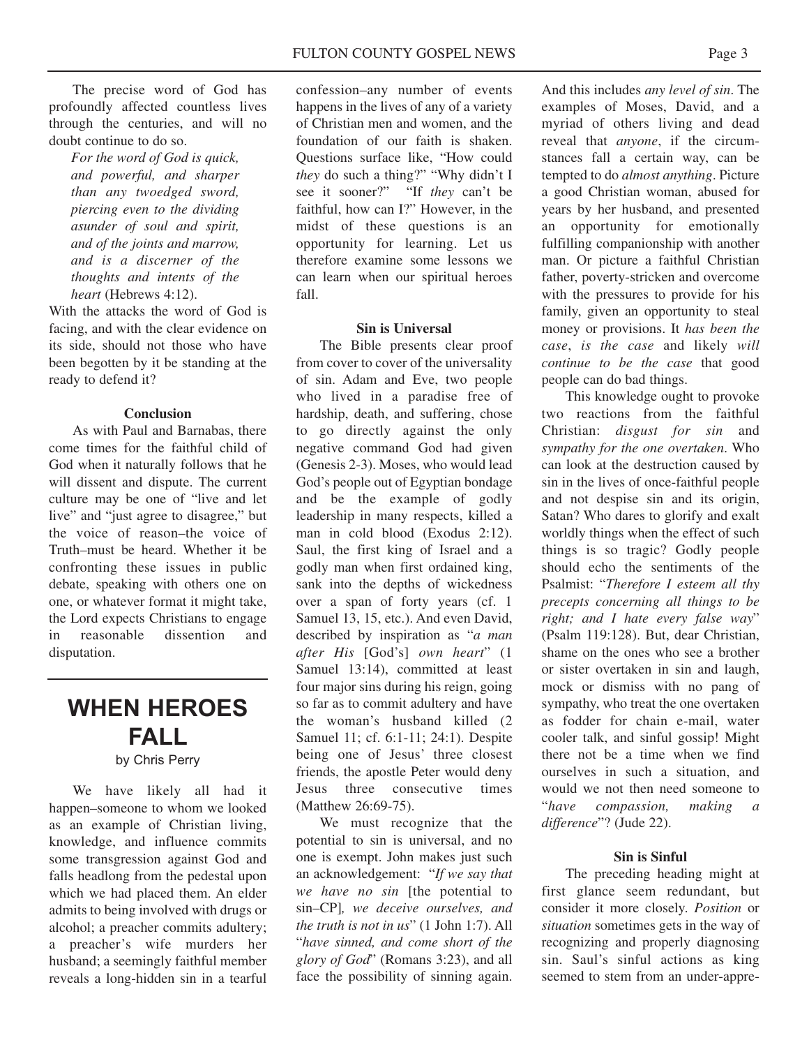The precise word of God has profoundly affected countless lives through the centuries, and will no doubt continue to do so.

> *For the word of God is quick, and powerful, and sharper than any twoedged sword, piercing even to the dividing asunder of soul and spirit, and of the joints and marrow, and is a discerner of the thoughts and intents of the heart* (Hebrews 4:12).

With the attacks the word of God is facing, and with the clear evidence on its side, should not those who have been begotten by it be standing at the ready to defend it?

**Conclusion**

As with Paul and Barnabas, there come times for the faithful child of God when it naturally follows that he will dissent and dispute. The current culture may be one of "live and let live" and "just agree to disagree," but the voice of reason–the voice of Truth–must be heard. Whether it be confronting these issues in public debate, speaking with others one on one, or whatever format it might take, the Lord expects Christians to engage in reasonable dissention and disputation.

# WHEN HEROES FALL

by Chris Perry

We have likely all had it happen–someone to whom we looked as an example of Christian living, knowledge, and influence commits some transgression against God and falls headlong from the pedestal upon which we had placed them. An elder admits to being involved with drugs or alcohol; a preacher commits adultery; a preacher's wife murders her husband; a seemingly faithful member reveals a long-hidden sin in a tearful confession–any number of events happens in the lives of any of a variety of Christian men and women, and the foundation of our faith is shaken. Questions surface like, "How could *they* do such a thing?" "Why didn't I see it sooner?" "If *they* can't be faithful, how can I?" However, in the midst of these questions is an opportunity for learning. Let us therefore examine some lessons we can learn when our spiritual heroes fall.

**Sin is Universal**

The Bible presents clear proof from cover to cover of the universality of sin. Adam and Eve, two people who lived in a paradise free of hardship, death, and suffering, chose to go directly against the only negative command God had given (Genesis 2-3). Moses, who would lead God's people out of Egyptian bondage and be the example of godly leadership in many respects, killed a man in cold blood (Exodus 2:12). Saul, the first king of Israel and a godly man when first ordained king, sank into the depths of wickedness over a span of forty years (cf. 1 Samuel 13, 15, etc.). And even David, described by inspiration as "*a man after His* [God's] *own heart*" (1 Samuel 13:14), committed at least four major sins during his reign, going so far as to commit adultery and have the woman's husband killed (2 Samuel 11; cf. 6:1-11; 24:1). Despite being one of Jesus' three closest friends, the apostle Peter would deny Jesus three consecutive times (Matthew 26:69-75).

We must recognize that the potential to sin is universal, and no one is exempt. John makes just such an acknowledgement: "*If we say that we have no sin* [the potential to sin–CP]*, we deceive ourselves, and the truth is not in us*" (1 John 1:7). All "*have sinned, and come short of the glory of God*" (Romans 3:23), and all face the possibility of sinning again. And this includes *any level of sin*. The examples of Moses, David, and a myriad of others living and dead reveal that *anyone*, if the circumstances fall a certain way, can be tempted to do *almost anything*. Picture a good Christian woman, abused for years by her husband, and presented an opportunity for emotionally fulfilling companionship with another man. Or picture a faithful Christian father, poverty-stricken and overcome with the pressures to provide for his family, given an opportunity to steal money or provisions. It *has been the case*, *is the case* and likely *will continue to be the case* that good people can do bad things.

This knowledge ought to provoke two reactions from the faithful Christian: *disgust for sin* and *sympathy for the one overtaken*. Who can look at the destruction caused by sin in the lives of once-faithful people and not despise sin and its origin, Satan? Who dares to glorify and exalt worldly things when the effect of such things is so tragic? Godly people should echo the sentiments of the Psalmist: "*Therefore I esteem all thy precepts concerning all things to be right; and I hate every false way*" (Psalm 119:128). But, dear Christian, shame on the ones who see a brother or sister overtaken in sin and laugh, mock or dismiss with no pang of sympathy, who treat the one overtaken as fodder for chain e-mail, water cooler talk, and sinful gossip! Might there not be a time when we find ourselves in such a situation, and would we not then need someone to "*have compassion, making a difference*"? (Jude 22).

**Sin is Sinful**

The preceding heading might at first glance seem redundant, but consider it more closely. *Position* or *situation* sometimes gets in the way of recognizing and properly diagnosing sin. Saul's sinful actions as king seemed to stem from an under-appre-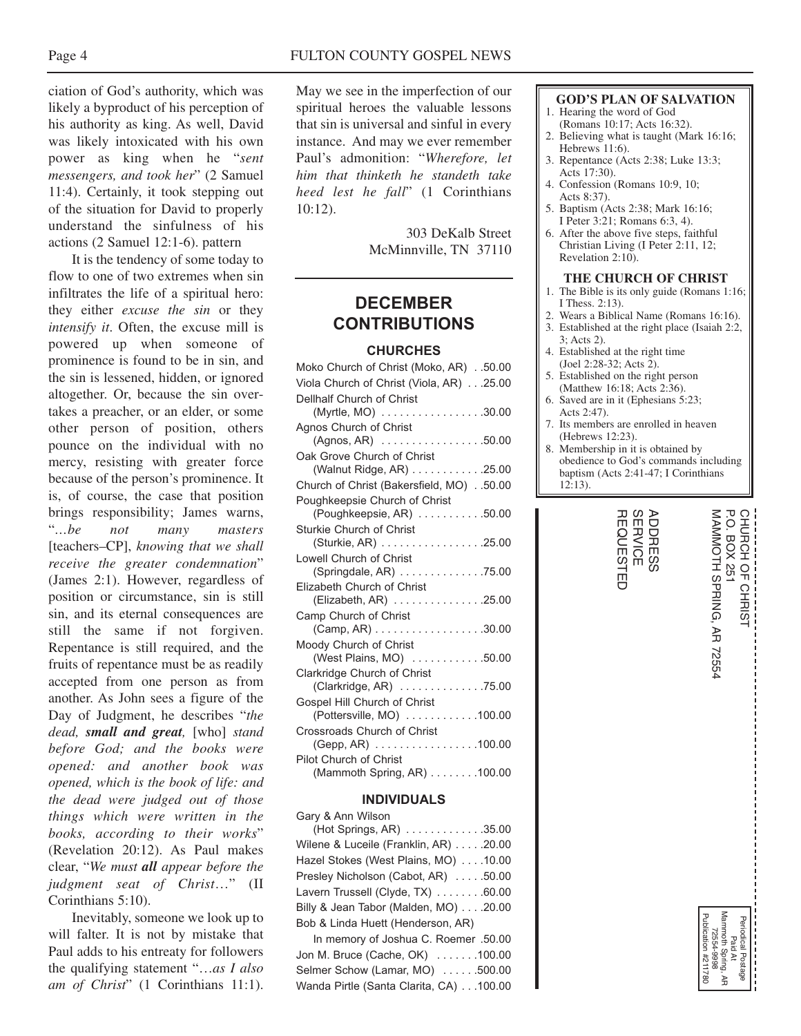ciation of God's authority, which was likely a byproduct of his perception of his authority as king. As well, David was likely intoxicated with his own power as king when he "*sent messengers, and took her*" (2 Samuel 11:4). Certainly, it took stepping out of the situation for David to properly understand the sinfulness of his actions (2 Samuel 12:1-6). pattern

It is the tendency of some today to flow to one of two extremes when sin infiltrates the life of a spiritual hero: they either *excuse the sin* or they *intensify it*. Often, the excuse mill is powered up when someone of prominence is found to be in sin, and the sin is lessened, hidden, or ignored altogether. Or, because the sin overtakes a preacher, or an elder, or some other person of position, others pounce on the individual with no mercy, resisting with greater force because of the person's prominence. It is, of course, the case that position brings responsibility; James warns, "*…be not many masters* [teachers–CP], *knowing that we shall receive the greater condemnation*" (James 2:1). However, regardless of position or circumstance, sin is still sin, and its eternal consequences are still the same if not forgiven. Repentance is still required, and the fruits of repentance must be as readily accepted from one person as from another. As John sees a figure of the Day of Judgment, he describes "*the dead, **small and great**,* [who] *stand before God; and the books were opened: and another book was opened, which is the book of life: and the dead were judged out of those things which were written in the books, according to their works*" (Revelation 20:12). As Paul makes clear, "*We must **all** appear before the judgment seat of Christ…*" (II Corinthians 5:10).

Inevitably, someone we look up to will falter. It is not by mistake that Paul adds to his entreaty for followers the qualifying statement "*…as I also am of Christ*" (1 Corinthians 11:1). May we see in the imperfection of our spiritual heroes the valuable lessons that sin is universal and sinful in every instance. And may we ever remember Paul's admonition: "*Wherefore, let him that thinketh he standeth take heed lest he fall*" (1 Corinthians 10:12).

303 DeKalb Street
McMinnville, TN 37110

## DECEMBER CONTRIBUTIONS

### CHURCHES

| | |
|---|---|
| Moko Church of Christ (Moko, AR) | 50.00 |
| Viola Church of Christ (Viola, AR) | 25.00 |
| Dellhalf Church of Christ (Myrtle, MO) | 30.00 |
| Agnos Church of Christ (Agnos, AR) | 50.00 |
| Oak Grove Church of Christ (Walnut Ridge, AR) | 25.00 |
| Church of Christ (Bakersfield, MO) | 50.00 |
| Poughkeepsie Church of Christ (Poughkeepsie, AR) | 50.00 |
| Sturkie Church of Christ (Sturkie, AR) | 25.00 |
| Lowell Church of Christ (Springdale, AR) | 75.00 |
| Elizabeth Church of Christ (Elizabeth, AR) | 25.00 |
| Camp Church of Christ (Camp, AR) | 30.00 |
| Moody Church of Christ (West Plains, MO) | 50.00 |
| Clarkridge Church of Christ (Clarkridge, AR) | 75.00 |
| Gospel Hill Church of Christ (Pottersville, MO) | 100.00 |
| Crossroads Church of Christ (Gepp, AR) | 100.00 |
| Pilot Church of Christ (Mammoth Spring, AR) | 100.00 |

### INDIVIDUALS

| | |
|---|---|
| Gary & Ann Wilson (Hot Springs, AR) | 35.00 |
| Wilene & Luceile (Franklin, AR) | 20.00 |
| Hazel Stokes (West Plains, MO) | 10.00 |
| Presley Nicholson (Cabot, AR) | 50.00 |
| Lavern Trussell (Clyde, TX) | 60.00 |
| Billy & Jean Tabor (Malden, MO) | 20.00 |
| Bob & Linda Huett (Henderson, AR) In memory of Joshua C. Roemer | 50.00 |
| Jon M. Bruce (Cache, OK) | 100.00 |
| Selmer Schow (Lamar, MO) | 500.00 |
| Wanda Pirtle (Santa Clarita, CA) | 100.00 |

### GOD'S PLAN OF SALVATION

1. Hearing the word of God (Romans 10:17; Acts 16:32).
2. Believing what is taught (Mark 16:16; Hebrews 11:6).
3. Repentance (Acts 2:38; Luke 13:3; Acts 17:30).
4. Confession (Romans 10:9, 10; Acts 8:37).
5. Baptism (Acts 2:38; Mark 16:16; I Peter 3:21; Romans 6:3, 4).
6. After the above five steps, faithful Christian Living (I Peter 2:11, 12; Revelation 2:10).

### THE CHURCH OF CHRIST

1. The Bible is its only guide (Romans 1:16; I Thess. 2:13).
2. Wears a Biblical Name (Romans 16:16).
3. Established at the right place (Isaiah 2:2, 3; Acts 2).
4. Established at the right time (Joel 2:28-32; Acts 2).
5. Established on the right person (Matthew 16:18; Acts 2:36).
6. Saved are in it (Ephesians 5:23; Acts 2:47).
7. Its members are enrolled in heaven (Hebrews 12:23).
8. Membership in it is obtained by obedience to God's commands including baptism (Acts 2:41-47; I Corinthians 12:13).

CHURCH OF CHRIST
P.O. BOX 251
MAMMOTH SPRING, AR 72554

ADDRESS
SERVICE
REQUESTED

Periodical Postage
Paid At
Mammoth Spring, AR
72554-9998
Publication #211780